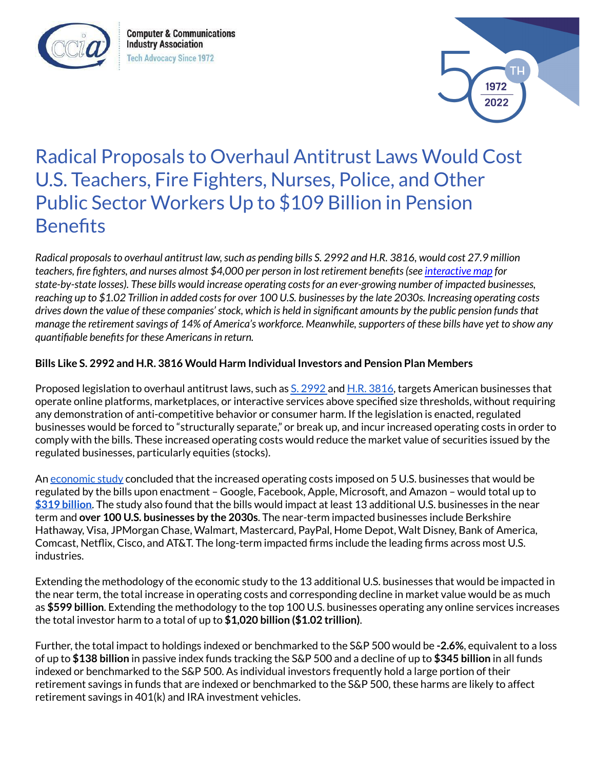Computer & Communications Industry Association
Tech Advocacy Since 1972

# Radical Proposals to Overhaul Antitrust Laws Would Cost U.S. Teachers, Fire Fighters, Nurses, Police, and Other Public Sector Workers Up to $109 Billion in Pension Benefits

*Radical proposals to overhaul antitrust law, such as pending bills S. 2992 and H.R. 3816, would cost 27.9 million teachers, fire fighters, and nurses almost $4,000 per person in lost retirement benefits (see interactive map for state-by-state losses). These bills would increase operating costs for an ever-growing number of impacted businesses, reaching up to $1.02 Trillion in added costs for over 100 U.S. businesses by the late 2030s. Increasing operating costs drives down the value of these companies' stock, which is held in significant amounts by the public pension funds that manage the retirement savings of 14% of America's workforce. Meanwhile, supporters of these bills have yet to show any quantifiable benefits for these Americans in return.*

**Bills Like S. 2992 and H.R. 3816 Would Harm Individual Investors and Pension Plan Members**

Proposed legislation to overhaul antitrust laws, such as S. 2992 and H.R. 3816, targets American businesses that operate online platforms, marketplaces, or interactive services above specified size thresholds, without requiring any demonstration of anti-competitive behavior or consumer harm. If the legislation is enacted, regulated businesses would be forced to "structurally separate," or break up, and incur increased operating costs in order to comply with the bills. These increased operating costs would reduce the market value of securities issued by the regulated businesses, particularly equities (stocks).

An economic study concluded that the increased operating costs imposed on 5 U.S. businesses that would be regulated by the bills upon enactment – Google, Facebook, Apple, Microsoft, and Amazon – would total up to **$319 billion**. The study also found that the bills would impact at least 13 additional U.S. businesses in the near term and **over 100 U.S. businesses by the 2030s**. The near-term impacted businesses include Berkshire Hathaway, Visa, JPMorgan Chase, Walmart, Mastercard, PayPal, Home Depot, Walt Disney, Bank of America, Comcast, Netflix, Cisco, and AT&T. The long-term impacted firms include the leading firms across most U.S. industries.

Extending the methodology of the economic study to the 13 additional U.S. businesses that would be impacted in the near term, the total increase in operating costs and corresponding decline in market value would be as much as **$599 billion**. Extending the methodology to the top 100 U.S. businesses operating any online services increases the total investor harm to a total of up to **$1,020 billion ($1.02 trillion)**.

Further, the total impact to holdings indexed or benchmarked to the S&P 500 would be **-2.6%**, equivalent to a loss of up to **$138 billion** in passive index funds tracking the S&P 500 and a decline of up to **$345 billion** in all funds indexed or benchmarked to the S&P 500. As individual investors frequently hold a large portion of their retirement savings in funds that are indexed or benchmarked to the S&P 500, these harms are likely to affect retirement savings in 401(k) and IRA investment vehicles.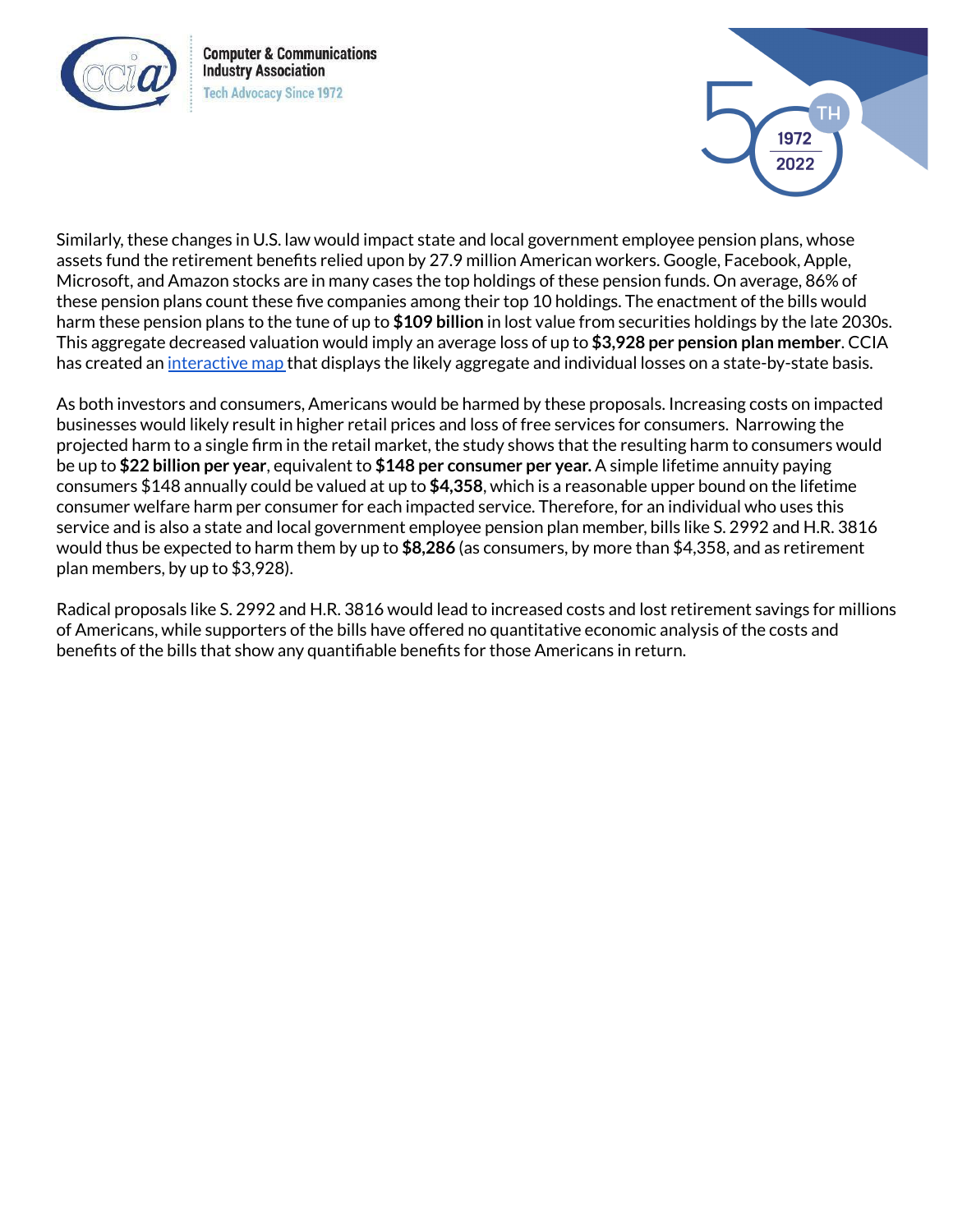Similarly, these changes in U.S. law would impact state and local government employee pension plans, whose assets fund the retirement benefits relied upon by 27.9 million American workers. Google, Facebook, Apple, Microsoft, and Amazon stocks are in many cases the top holdings of these pension funds. On average, 86% of these pension plans count these five companies among their top 10 holdings. The enactment of the bills would harm these pension plans to the tune of up to **$109 billion** in lost value from securities holdings by the late 2030s. This aggregate decreased valuation would imply an average loss of up to **$3,928 per pension plan member**. CCIA has created an [interactive map](#) that displays the likely aggregate and individual losses on a state-by-state basis.

As both investors and consumers, Americans would be harmed by these proposals. Increasing costs on impacted businesses would likely result in higher retail prices and loss of free services for consumers. Narrowing the projected harm to a single firm in the retail market, the study shows that the resulting harm to consumers would be up to **$22 billion per year**, equivalent to **$148 per consumer per year.** A simple lifetime annuity paying consumers $148 annually could be valued at up to **$4,358**, which is a reasonable upper bound on the lifetime consumer welfare harm per consumer for each impacted service. Therefore, for an individual who uses this service and is also a state and local government employee pension plan member, bills like S. 2992 and H.R. 3816 would thus be expected to harm them by up to **$8,286** (as consumers, by more than $4,358, and as retirement plan members, by up to $3,928).

Radical proposals like S. 2992 and H.R. 3816 would lead to increased costs and lost retirement savings for millions of Americans, while supporters of the bills have offered no quantitative economic analysis of the costs and benefits of the bills that show any quantifiable benefits for those Americans in return.